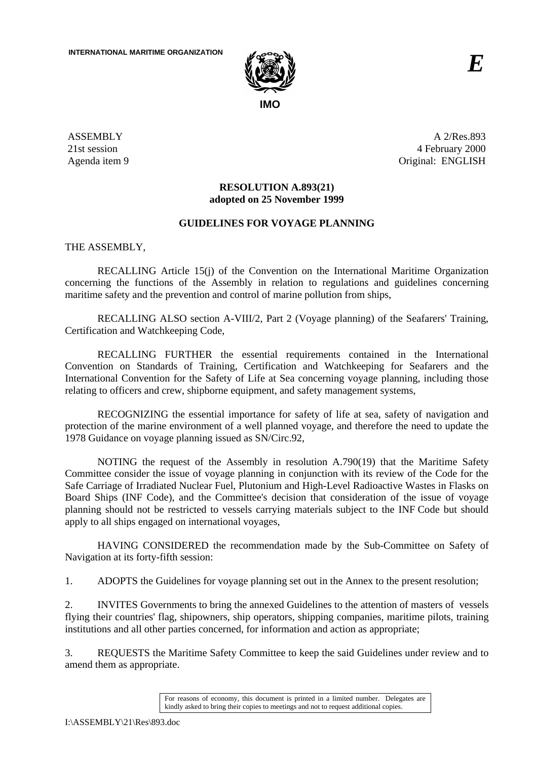INTERNATIONAL MARITIME ORGANIZATION

IMO

*E*

ASSEMBLY
21st session
Agenda item 9

A 2/Res.893
4 February 2000
Original: ENGLISH

**RESOLUTION A.893(21)**
**adopted on 25 November 1999**

**GUIDELINES FOR VOYAGE PLANNING**

THE ASSEMBLY,

RECALLING Article 15(j) of the Convention on the International Maritime Organization concerning the functions of the Assembly in relation to regulations and guidelines concerning maritime safety and the prevention and control of marine pollution from ships,

RECALLING ALSO section A-VIII/2, Part 2 (Voyage planning) of the Seafarers' Training, Certification and Watchkeeping Code,

RECALLING FURTHER the essential requirements contained in the International Convention on Standards of Training, Certification and Watchkeeping for Seafarers and the International Convention for the Safety of Life at Sea concerning voyage planning, including those relating to officers and crew, shipborne equipment, and safety management systems,

RECOGNIZING the essential importance for safety of life at sea, safety of navigation and protection of the marine environment of a well planned voyage, and therefore the need to update the 1978 Guidance on voyage planning issued as SN/Circ.92,

NOTING the request of the Assembly in resolution A.790(19) that the Maritime Safety Committee consider the issue of voyage planning in conjunction with its review of the Code for the Safe Carriage of Irradiated Nuclear Fuel, Plutonium and High-Level Radioactive Wastes in Flasks on Board Ships (INF Code), and the Committee's decision that consideration of the issue of voyage planning should not be restricted to vessels carrying materials subject to the INF Code but should apply to all ships engaged on international voyages,

HAVING CONSIDERED the recommendation made by the Sub-Committee on Safety of Navigation at its forty-fifth session:

1. ADOPTS the Guidelines for voyage planning set out in the Annex to the present resolution;

2. INVITES Governments to bring the annexed Guidelines to the attention of masters of vessels flying their countries' flag, shipowners, ship operators, shipping companies, maritime pilots, training institutions and all other parties concerned, for information and action as appropriate;

3. REQUESTS the Maritime Safety Committee to keep the said Guidelines under review and to amend them as appropriate.

For reasons of economy, this document is printed in a limited number. Delegates are kindly asked to bring their copies to meetings and not to request additional copies.

I:\ASSEMBLY\21\Res\893.doc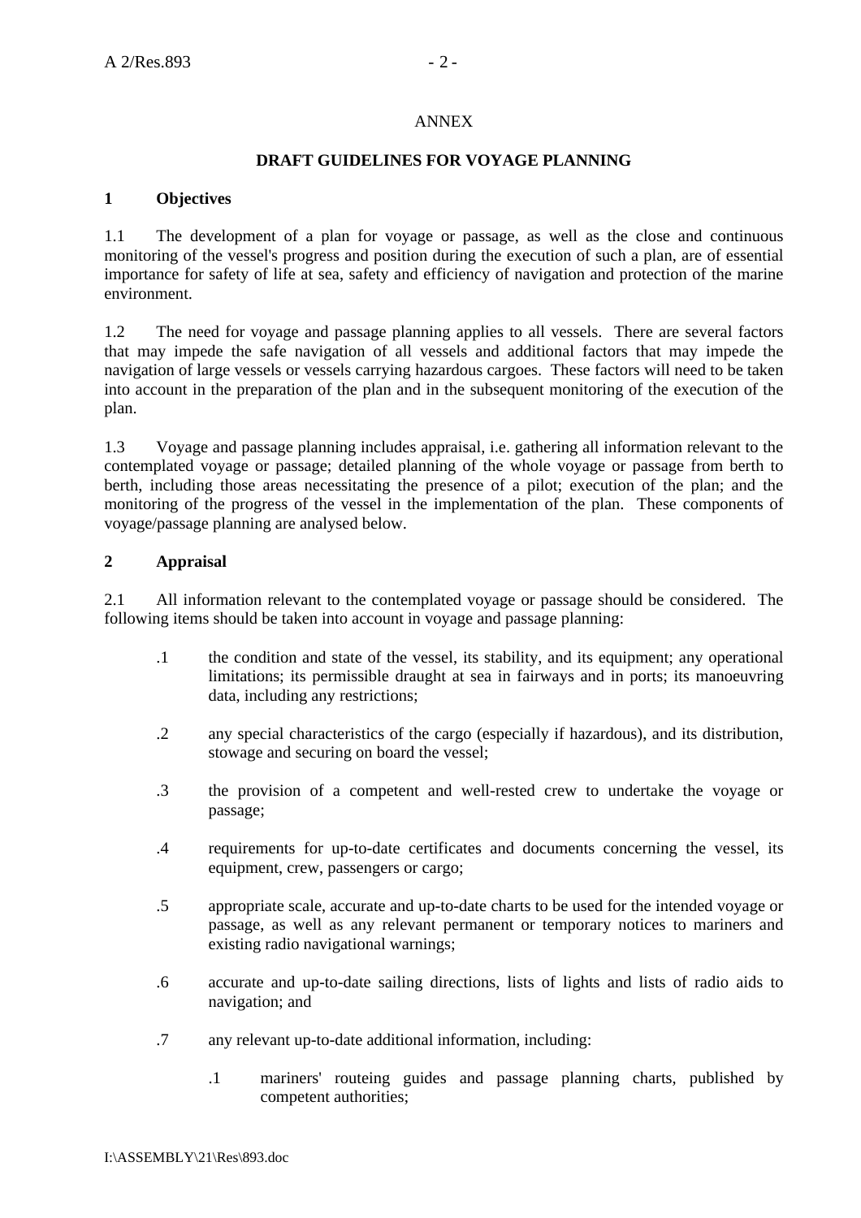ANNEX

**DRAFT GUIDELINES FOR VOYAGE PLANNING**

**1 Objectives**

1.1 The development of a plan for voyage or passage, as well as the close and continuous monitoring of the vessel's progress and position during the execution of such a plan, are of essential importance for safety of life at sea, safety and efficiency of navigation and protection of the marine environment.

1.2 The need for voyage and passage planning applies to all vessels. There are several factors that may impede the safe navigation of all vessels and additional factors that may impede the navigation of large vessels or vessels carrying hazardous cargoes. These factors will need to be taken into account in the preparation of the plan and in the subsequent monitoring of the execution of the plan.

1.3 Voyage and passage planning includes appraisal, i.e. gathering all information relevant to the contemplated voyage or passage; detailed planning of the whole voyage or passage from berth to berth, including those areas necessitating the presence of a pilot; execution of the plan; and the monitoring of the progress of the vessel in the implementation of the plan. These components of voyage/passage planning are analysed below.

**2 Appraisal**

2.1 All information relevant to the contemplated voyage or passage should be considered. The following items should be taken into account in voyage and passage planning:

.1 the condition and state of the vessel, its stability, and its equipment; any operational limitations; its permissible draught at sea in fairways and in ports; its manoeuvring data, including any restrictions;

.2 any special characteristics of the cargo (especially if hazardous), and its distribution, stowage and securing on board the vessel;

.3 the provision of a competent and well-rested crew to undertake the voyage or passage;

.4 requirements for up-to-date certificates and documents concerning the vessel, its equipment, crew, passengers or cargo;

.5 appropriate scale, accurate and up-to-date charts to be used for the intended voyage or passage, as well as any relevant permanent or temporary notices to mariners and existing radio navigational warnings;

.6 accurate and up-to-date sailing directions, lists of lights and lists of radio aids to navigation; and

.7 any relevant up-to-date additional information, including:

  .1 mariners' routeing guides and passage planning charts, published by competent authorities;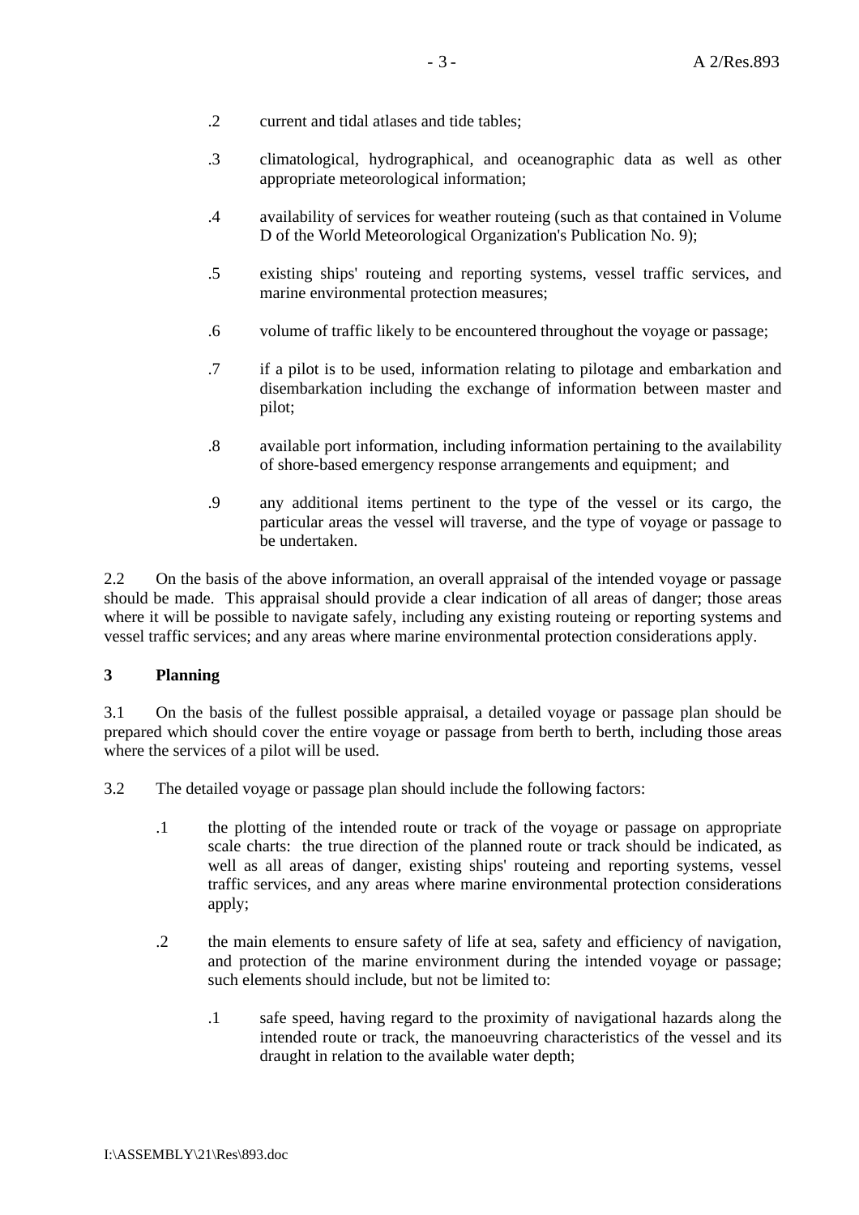.2 current and tidal atlases and tide tables;

.3 climatological, hydrographical, and oceanographic data as well as other appropriate meteorological information;

.4 availability of services for weather routeing (such as that contained in Volume D of the World Meteorological Organization's Publication No. 9);

.5 existing ships' routeing and reporting systems, vessel traffic services, and marine environmental protection measures;

.6 volume of traffic likely to be encountered throughout the voyage or passage;

.7 if a pilot is to be used, information relating to pilotage and embarkation and disembarkation including the exchange of information between master and pilot;

.8 available port information, including information pertaining to the availability of shore-based emergency response arrangements and equipment; and

.9 any additional items pertinent to the type of the vessel or its cargo, the particular areas the vessel will traverse, and the type of voyage or passage to be undertaken.

2.2 On the basis of the above information, an overall appraisal of the intended voyage or passage should be made. This appraisal should provide a clear indication of all areas of danger; those areas where it will be possible to navigate safely, including any existing routeing or reporting systems and vessel traffic services; and any areas where marine environmental protection considerations apply.

## 3 Planning

3.1 On the basis of the fullest possible appraisal, a detailed voyage or passage plan should be prepared which should cover the entire voyage or passage from berth to berth, including those areas where the services of a pilot will be used.

3.2 The detailed voyage or passage plan should include the following factors:

.1 the plotting of the intended route or track of the voyage or passage on appropriate scale charts: the true direction of the planned route or track should be indicated, as well as all areas of danger, existing ships' routeing and reporting systems, vessel traffic services, and any areas where marine environmental protection considerations apply;

.2 the main elements to ensure safety of life at sea, safety and efficiency of navigation, and protection of the marine environment during the intended voyage or passage; such elements should include, but not be limited to:

   .1 safe speed, having regard to the proximity of navigational hazards along the intended route or track, the manoeuvring characteristics of the vessel and its draught in relation to the available water depth;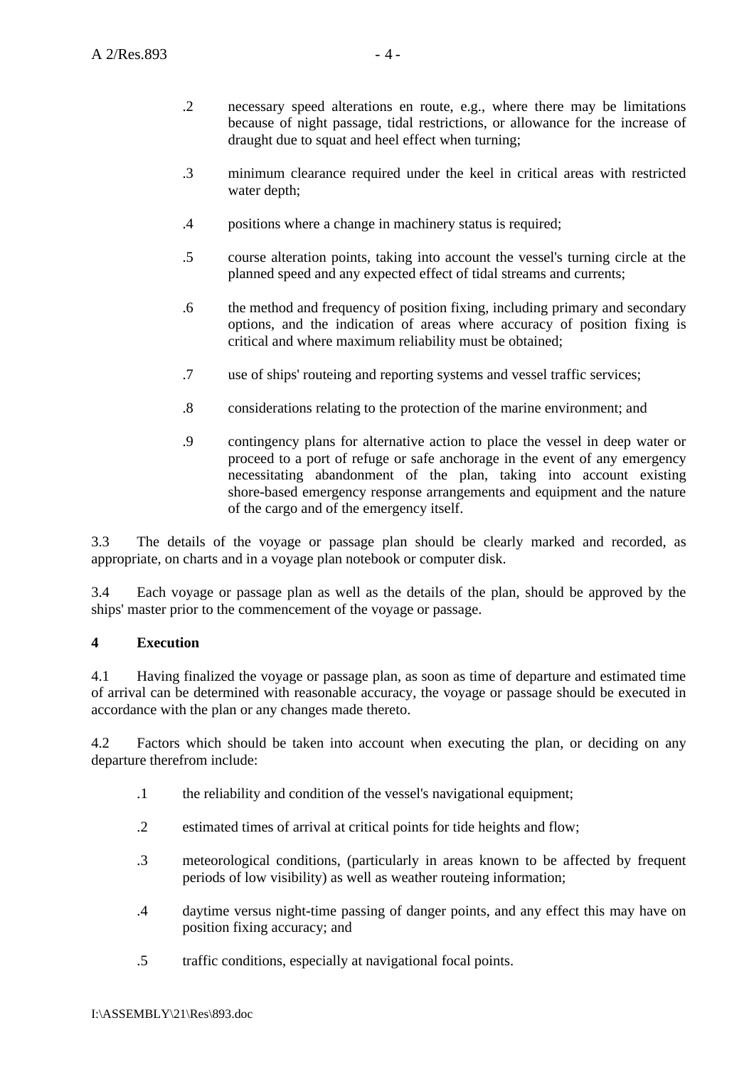.2 necessary speed alterations en route, e.g., where there may be limitations because of night passage, tidal restrictions, or allowance for the increase of draught due to squat and heel effect when turning;

.3 minimum clearance required under the keel in critical areas with restricted water depth;

.4 positions where a change in machinery status is required;

.5 course alteration points, taking into account the vessel's turning circle at the planned speed and any expected effect of tidal streams and currents;

.6 the method and frequency of position fixing, including primary and secondary options, and the indication of areas where accuracy of position fixing is critical and where maximum reliability must be obtained;

.7 use of ships' routeing and reporting systems and vessel traffic services;

.8 considerations relating to the protection of the marine environment; and

.9 contingency plans for alternative action to place the vessel in deep water or proceed to a port of refuge or safe anchorage in the event of any emergency necessitating abandonment of the plan, taking into account existing shore-based emergency response arrangements and equipment and the nature of the cargo and of the emergency itself.

3.3 The details of the voyage or passage plan should be clearly marked and recorded, as appropriate, on charts and in a voyage plan notebook or computer disk.

3.4 Each voyage or passage plan as well as the details of the plan, should be approved by the ships' master prior to the commencement of the voyage or passage.

**4 Execution**

4.1 Having finalized the voyage or passage plan, as soon as time of departure and estimated time of arrival can be determined with reasonable accuracy, the voyage or passage should be executed in accordance with the plan or any changes made thereto.

4.2 Factors which should be taken into account when executing the plan, or deciding on any departure therefrom include:

.1 the reliability and condition of the vessel's navigational equipment;

.2 estimated times of arrival at critical points for tide heights and flow;

.3 meteorological conditions, (particularly in areas known to be affected by frequent periods of low visibility) as well as weather routeing information;

.4 daytime versus night-time passing of danger points, and any effect this may have on position fixing accuracy; and

.5 traffic conditions, especially at navigational focal points.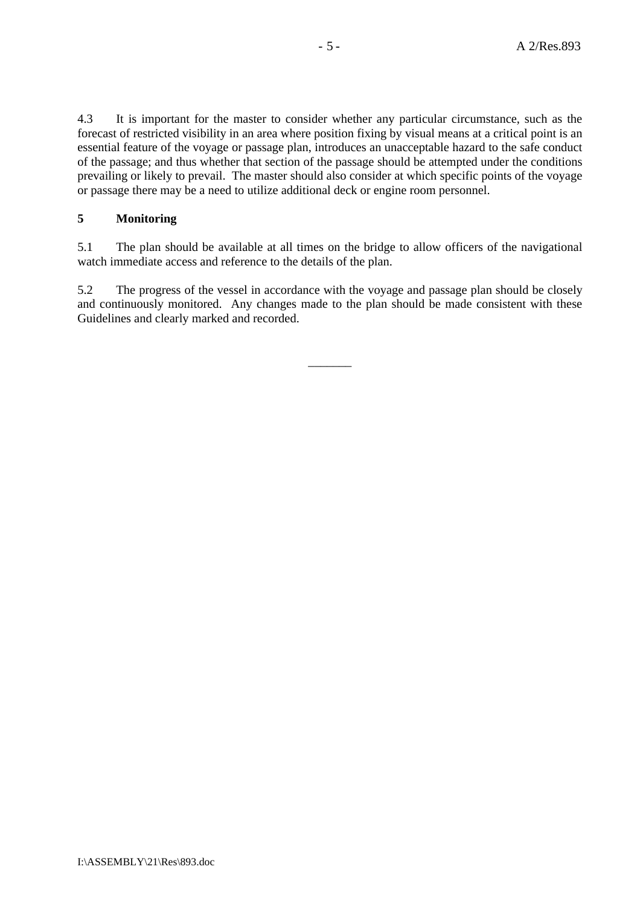4.3 It is important for the master to consider whether any particular circumstance, such as the forecast of restricted visibility in an area where position fixing by visual means at a critical point is an essential feature of the voyage or passage plan, introduces an unacceptable hazard to the safe conduct of the passage; and thus whether that section of the passage should be attempted under the conditions prevailing or likely to prevail. The master should also consider at which specific points of the voyage or passage there may be a need to utilize additional deck or engine room personnel.

**5 Monitoring**

5.1 The plan should be available at all times on the bridge to allow officers of the navigational watch immediate access and reference to the details of the plan.

5.2 The progress of the vessel in accordance with the voyage and passage plan should be closely and continuously monitored. Any changes made to the plan should be made consistent with these Guidelines and clearly marked and recorded.

\_\_\_\_\_\_\_